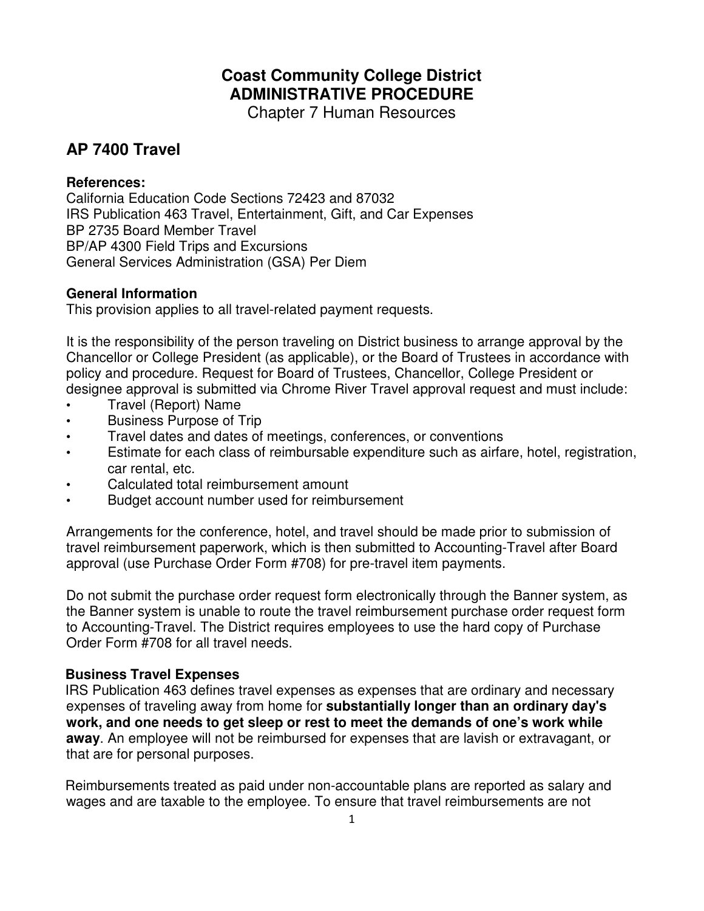# Coast Community College District
## ADMINISTRATIVE PROCEDURE
Chapter 7 Human Resources

## AP 7400 Travel

**References:**
California Education Code Sections 72423 and 87032
IRS Publication 463 Travel, Entertainment, Gift, and Car Expenses
BP 2735 Board Member Travel
BP/AP 4300 Field Trips and Excursions
General Services Administration (GSA) Per Diem

**General Information**
This provision applies to all travel-related payment requests.

It is the responsibility of the person traveling on District business to arrange approval by the Chancellor or College President (as applicable), or the Board of Trustees in accordance with policy and procedure. Request for Board of Trustees, Chancellor, College President or designee approval is submitted via Chrome River Travel approval request and must include:

- Travel (Report) Name
- Business Purpose of Trip
- Travel dates and dates of meetings, conferences, or conventions
- Estimate for each class of reimbursable expenditure such as airfare, hotel, registration, car rental, etc.
- Calculated total reimbursement amount
- Budget account number used for reimbursement

Arrangements for the conference, hotel, and travel should be made prior to submission of travel reimbursement paperwork, which is then submitted to Accounting-Travel after Board approval (use Purchase Order Form #708) for pre-travel item payments.

Do not submit the purchase order request form electronically through the Banner system, as the Banner system is unable to route the travel reimbursement purchase order request form to Accounting-Travel. The District requires employees to use the hard copy of Purchase Order Form #708 for all travel needs.

**Business Travel Expenses**
IRS Publication 463 defines travel expenses as expenses that are ordinary and necessary expenses of traveling away from home for **substantially longer than an ordinary day's work, and one needs to get sleep or rest to meet the demands of one's work while away**. An employee will not be reimbursed for expenses that are lavish or extravagant, or that are for personal purposes.

Reimbursements treated as paid under non-accountable plans are reported as salary and wages and are taxable to the employee. To ensure that travel reimbursements are not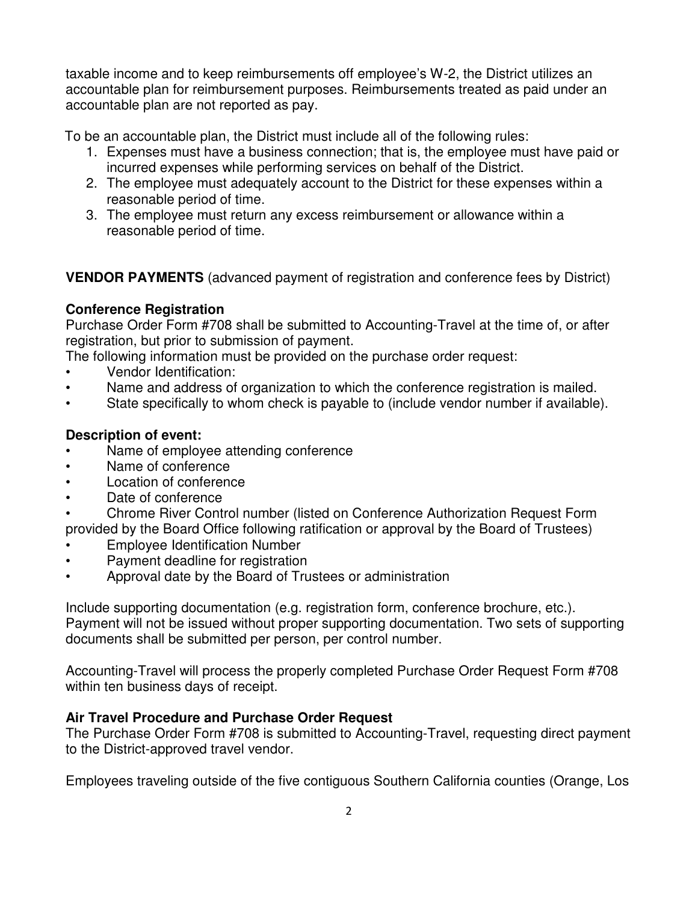taxable income and to keep reimbursements off employee's W-2, the District utilizes an accountable plan for reimbursement purposes. Reimbursements treated as paid under an accountable plan are not reported as pay.

To be an accountable plan, the District must include all of the following rules:

1. Expenses must have a business connection; that is, the employee must have paid or incurred expenses while performing services on behalf of the District.
2. The employee must adequately account to the District for these expenses within a reasonable period of time.
3. The employee must return any excess reimbursement or allowance within a reasonable period of time.

**VENDOR PAYMENTS** (advanced payment of registration and conference fees by District)

**Conference Registration**

Purchase Order Form #708 shall be submitted to Accounting-Travel at the time of, or after registration, but prior to submission of payment.

The following information must be provided on the purchase order request:

- Vendor Identification:
- Name and address of organization to which the conference registration is mailed.
- State specifically to whom check is payable to (include vendor number if available).

**Description of event:**

- Name of employee attending conference
- Name of conference
- Location of conference
- Date of conference
- Chrome River Control number (listed on Conference Authorization Request Form provided by the Board Office following ratification or approval by the Board of Trustees)
- Employee Identification Number
- Payment deadline for registration
- Approval date by the Board of Trustees or administration

Include supporting documentation (e.g. registration form, conference brochure, etc.). Payment will not be issued without proper supporting documentation. Two sets of supporting documents shall be submitted per person, per control number.

Accounting-Travel will process the properly completed Purchase Order Request Form #708 within ten business days of receipt.

**Air Travel Procedure and Purchase Order Request**

The Purchase Order Form #708 is submitted to Accounting-Travel, requesting direct payment to the District-approved travel vendor.

Employees traveling outside of the five contiguous Southern California counties (Orange, Los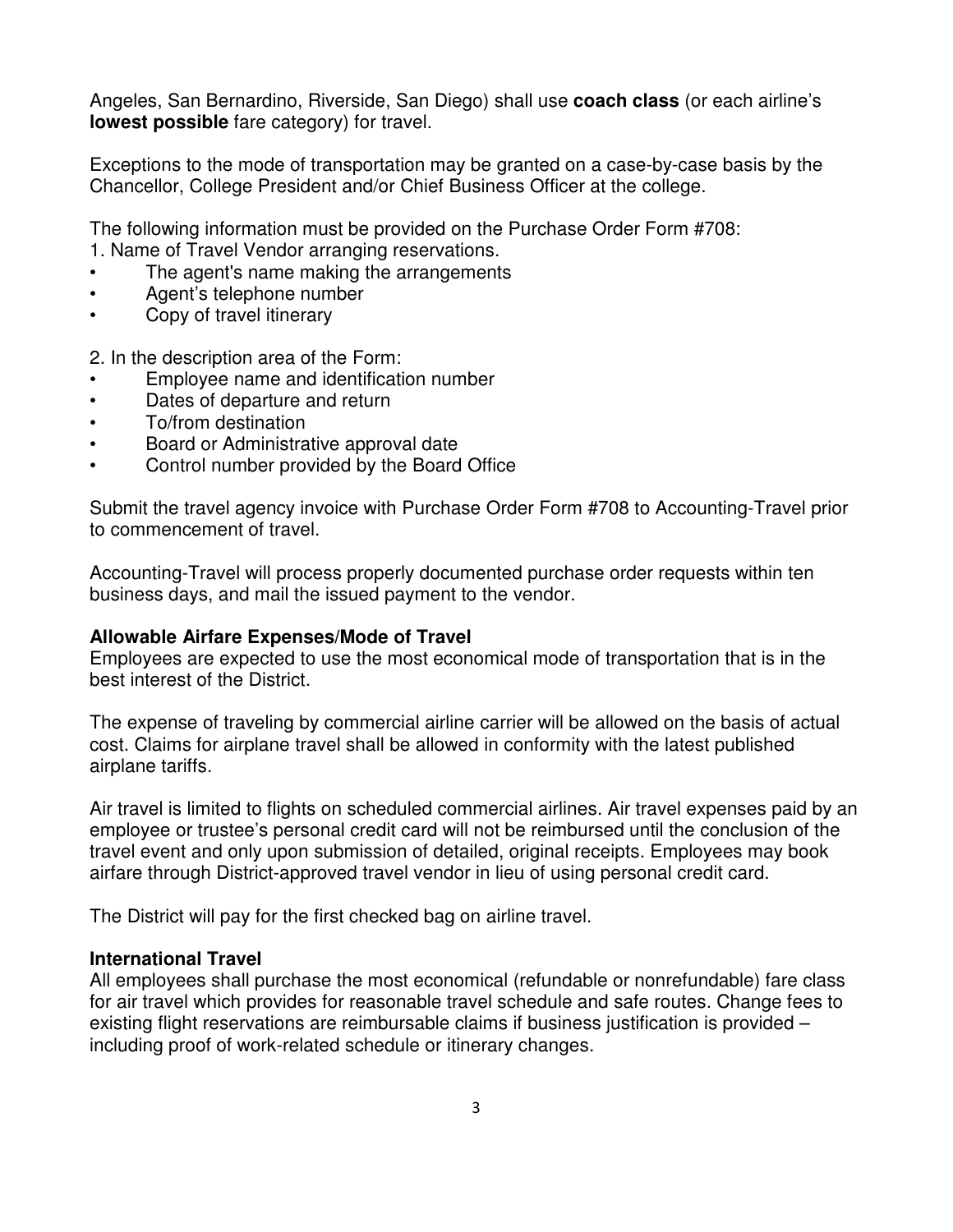Angeles, San Bernardino, Riverside, San Diego) shall use **coach class** (or each airline's **lowest possible** fare category) for travel.

Exceptions to the mode of transportation may be granted on a case-by-case basis by the Chancellor, College President and/or Chief Business Officer at the college.

The following information must be provided on the Purchase Order Form #708:

1. Name of Travel Vendor arranging reservations.

- The agent's name making the arrangements
- Agent's telephone number
- Copy of travel itinerary

2. In the description area of the Form:

- Employee name and identification number
- Dates of departure and return
- To/from destination
- Board or Administrative approval date
- Control number provided by the Board Office

Submit the travel agency invoice with Purchase Order Form #708 to Accounting-Travel prior to commencement of travel.

Accounting-Travel will process properly documented purchase order requests within ten business days, and mail the issued payment to the vendor.

**Allowable Airfare Expenses/Mode of Travel**

Employees are expected to use the most economical mode of transportation that is in the best interest of the District.

The expense of traveling by commercial airline carrier will be allowed on the basis of actual cost. Claims for airplane travel shall be allowed in conformity with the latest published airplane tariffs.

Air travel is limited to flights on scheduled commercial airlines. Air travel expenses paid by an employee or trustee's personal credit card will not be reimbursed until the conclusion of the travel event and only upon submission of detailed, original receipts. Employees may book airfare through District-approved travel vendor in lieu of using personal credit card.

The District will pay for the first checked bag on airline travel.

**International Travel**

All employees shall purchase the most economical (refundable or nonrefundable) fare class for air travel which provides for reasonable travel schedule and safe routes. Change fees to existing flight reservations are reimbursable claims if business justification is provided – including proof of work-related schedule or itinerary changes.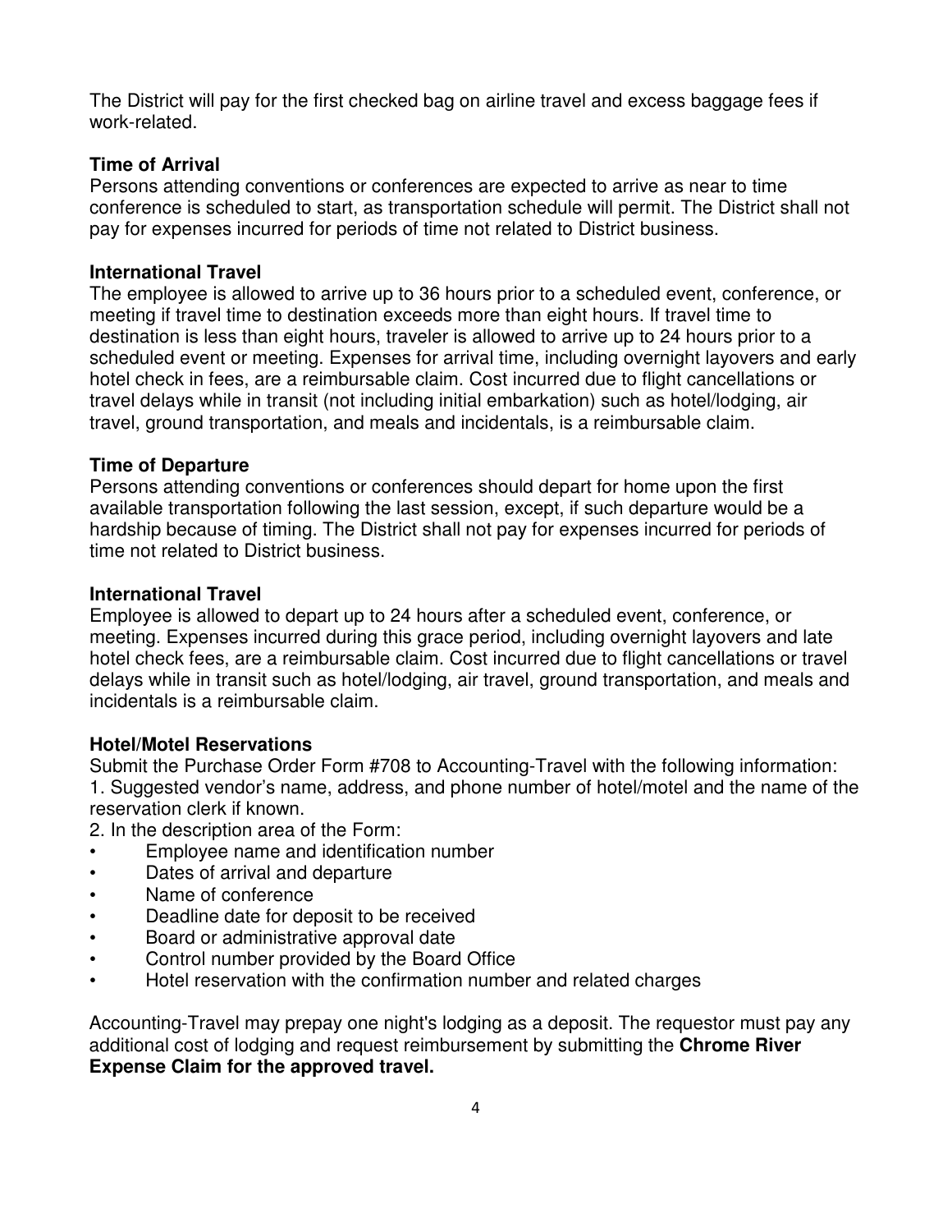The District will pay for the first checked bag on airline travel and excess baggage fees if work-related.

**Time of Arrival**
Persons attending conventions or conferences are expected to arrive as near to time conference is scheduled to start, as transportation schedule will permit. The District shall not pay for expenses incurred for periods of time not related to District business.

**International Travel**
The employee is allowed to arrive up to 36 hours prior to a scheduled event, conference, or meeting if travel time to destination exceeds more than eight hours. If travel time to destination is less than eight hours, traveler is allowed to arrive up to 24 hours prior to a scheduled event or meeting. Expenses for arrival time, including overnight layovers and early hotel check in fees, are a reimbursable claim. Cost incurred due to flight cancellations or travel delays while in transit (not including initial embarkation) such as hotel/lodging, air travel, ground transportation, and meals and incidentals, is a reimbursable claim.

**Time of Departure**
Persons attending conventions or conferences should depart for home upon the first available transportation following the last session, except, if such departure would be a hardship because of timing. The District shall not pay for expenses incurred for periods of time not related to District business.

**International Travel**
Employee is allowed to depart up to 24 hours after a scheduled event, conference, or meeting. Expenses incurred during this grace period, including overnight layovers and late hotel check fees, are a reimbursable claim. Cost incurred due to flight cancellations or travel delays while in transit such as hotel/lodging, air travel, ground transportation, and meals and incidentals is a reimbursable claim.

**Hotel/Motel Reservations**
Submit the Purchase Order Form #708 to Accounting-Travel with the following information:
1. Suggested vendor's name, address, and phone number of hotel/motel and the name of the reservation clerk if known.
2. In the description area of the Form:

- Employee name and identification number
- Dates of arrival and departure
- Name of conference
- Deadline date for deposit to be received
- Board or administrative approval date
- Control number provided by the Board Office
- Hotel reservation with the confirmation number and related charges

Accounting-Travel may prepay one night's lodging as a deposit. The requestor must pay any additional cost of lodging and request reimbursement by submitting the **Chrome River Expense Claim for the approved travel.**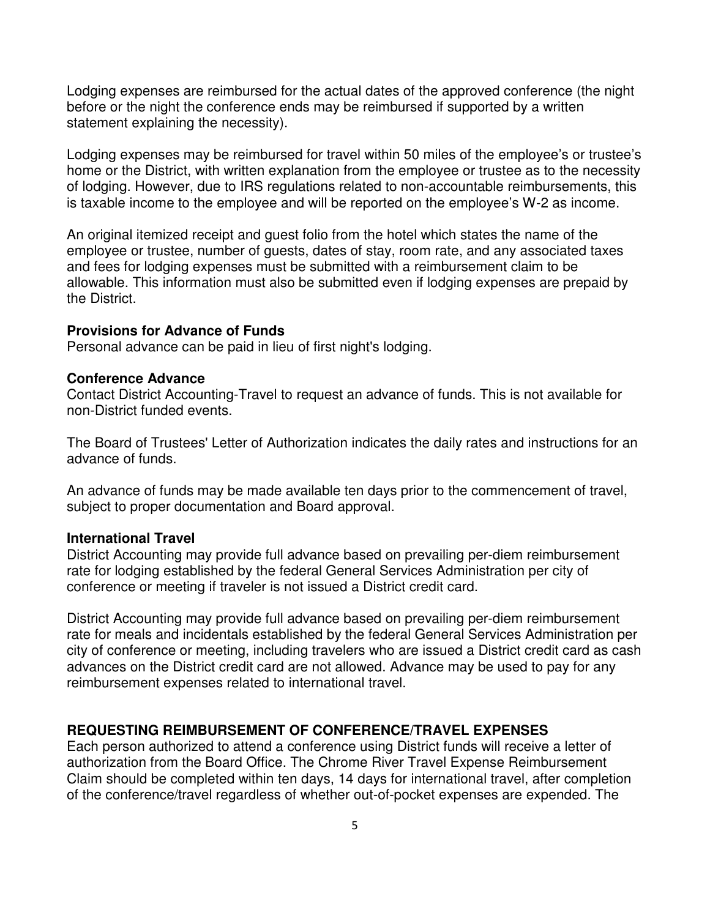Lodging expenses are reimbursed for the actual dates of the approved conference (the night before or the night the conference ends may be reimbursed if supported by a written statement explaining the necessity).

Lodging expenses may be reimbursed for travel within 50 miles of the employee's or trustee's home or the District, with written explanation from the employee or trustee as to the necessity of lodging. However, due to IRS regulations related to non-accountable reimbursements, this is taxable income to the employee and will be reported on the employee's W-2 as income.

An original itemized receipt and guest folio from the hotel which states the name of the employee or trustee, number of guests, dates of stay, room rate, and any associated taxes and fees for lodging expenses must be submitted with a reimbursement claim to be allowable. This information must also be submitted even if lodging expenses are prepaid by the District.

**Provisions for Advance of Funds**
Personal advance can be paid in lieu of first night's lodging.

**Conference Advance**
Contact District Accounting-Travel to request an advance of funds. This is not available for non-District funded events.

The Board of Trustees' Letter of Authorization indicates the daily rates and instructions for an advance of funds.

An advance of funds may be made available ten days prior to the commencement of travel, subject to proper documentation and Board approval.

**International Travel**
District Accounting may provide full advance based on prevailing per-diem reimbursement rate for lodging established by the federal General Services Administration per city of conference or meeting if traveler is not issued a District credit card.

District Accounting may provide full advance based on prevailing per-diem reimbursement rate for meals and incidentals established by the federal General Services Administration per city of conference or meeting, including travelers who are issued a District credit card as cash advances on the District credit card are not allowed. Advance may be used to pay for any reimbursement expenses related to international travel.

## REQUESTING REIMBURSEMENT OF CONFERENCE/TRAVEL EXPENSES

Each person authorized to attend a conference using District funds will receive a letter of authorization from the Board Office. The Chrome River Travel Expense Reimbursement Claim should be completed within ten days, 14 days for international travel, after completion of the conference/travel regardless of whether out-of-pocket expenses are expended. The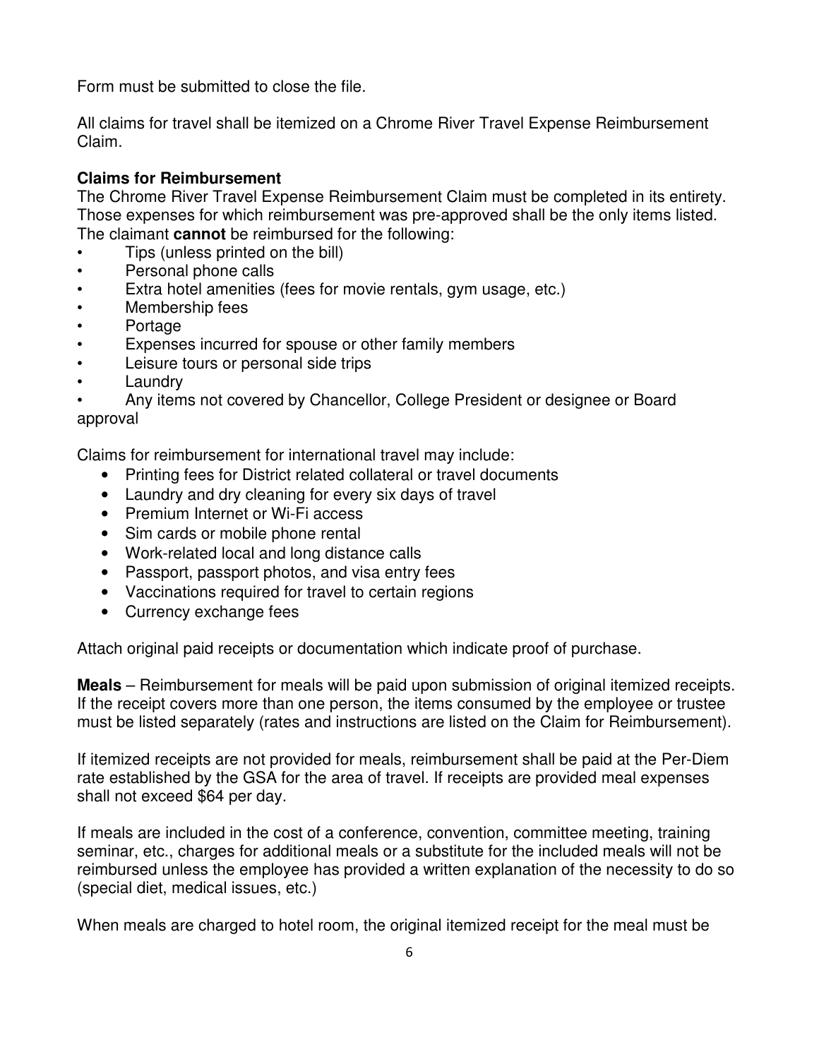Form must be submitted to close the file.

All claims for travel shall be itemized on a Chrome River Travel Expense Reimbursement Claim.

**Claims for Reimbursement**
The Chrome River Travel Expense Reimbursement Claim must be completed in its entirety. Those expenses for which reimbursement was pre-approved shall be the only items listed. The claimant **cannot** be reimbursed for the following:

- Tips (unless printed on the bill)
- Personal phone calls
- Extra hotel amenities (fees for movie rentals, gym usage, etc.)
- Membership fees
- Portage
- Expenses incurred for spouse or other family members
- Leisure tours or personal side trips
- Laundry
- Any items not covered by Chancellor, College President or designee or Board approval

Claims for reimbursement for international travel may include:

- Printing fees for District related collateral or travel documents
- Laundry and dry cleaning for every six days of travel
- Premium Internet or Wi-Fi access
- Sim cards or mobile phone rental
- Work-related local and long distance calls
- Passport, passport photos, and visa entry fees
- Vaccinations required for travel to certain regions
- Currency exchange fees

Attach original paid receipts or documentation which indicate proof of purchase.

**Meals** – Reimbursement for meals will be paid upon submission of original itemized receipts. If the receipt covers more than one person, the items consumed by the employee or trustee must be listed separately (rates and instructions are listed on the Claim for Reimbursement).

If itemized receipts are not provided for meals, reimbursement shall be paid at the Per-Diem rate established by the GSA for the area of travel. If receipts are provided meal expenses shall not exceed $64 per day.

If meals are included in the cost of a conference, convention, committee meeting, training seminar, etc., charges for additional meals or a substitute for the included meals will not be reimbursed unless the employee has provided a written explanation of the necessity to do so (special diet, medical issues, etc.)

When meals are charged to hotel room, the original itemized receipt for the meal must be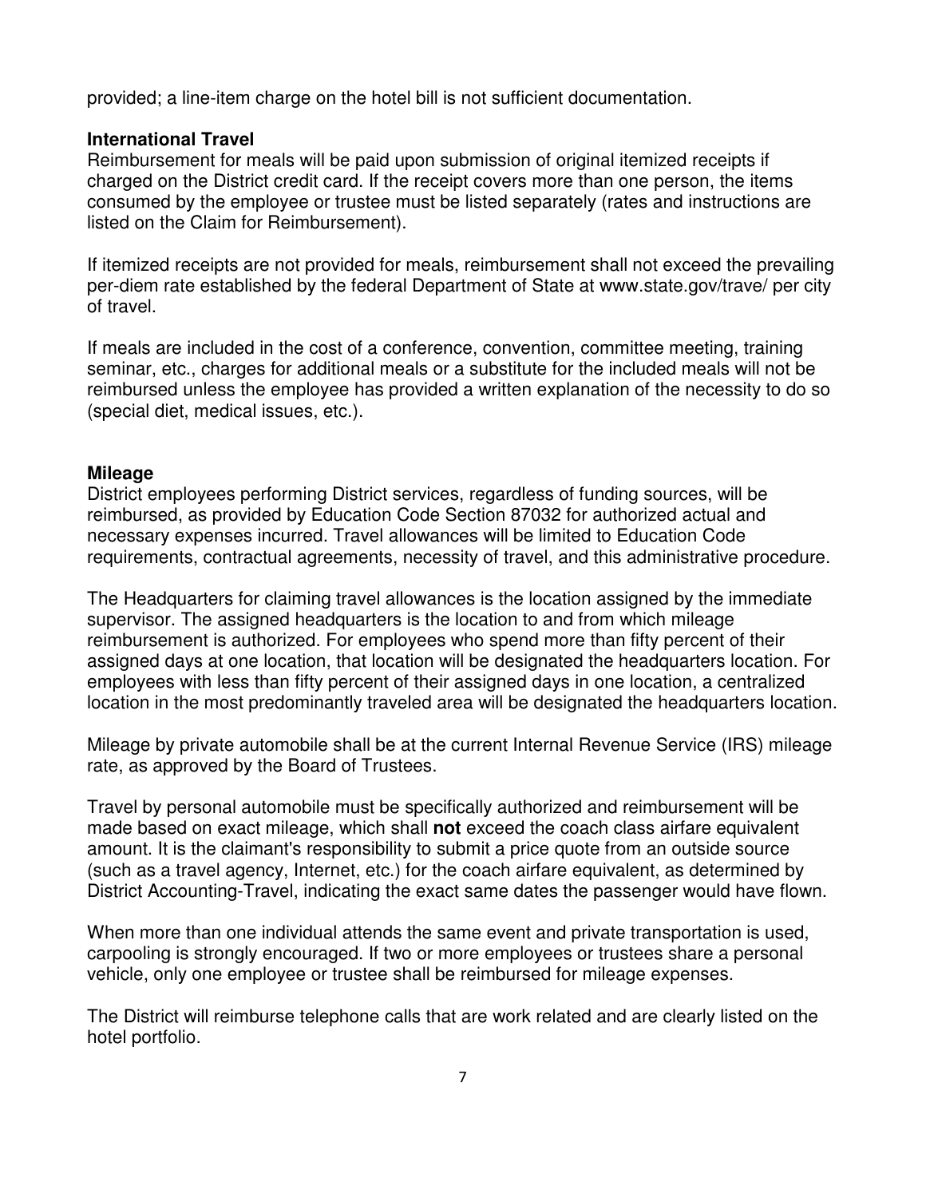provided; a line-item charge on the hotel bill is not sufficient documentation.

**International Travel**

Reimbursement for meals will be paid upon submission of original itemized receipts if charged on the District credit card. If the receipt covers more than one person, the items consumed by the employee or trustee must be listed separately (rates and instructions are listed on the Claim for Reimbursement).

If itemized receipts are not provided for meals, reimbursement shall not exceed the prevailing per-diem rate established by the federal Department of State at www.state.gov/trave/ per city of travel.

If meals are included in the cost of a conference, convention, committee meeting, training seminar, etc., charges for additional meals or a substitute for the included meals will not be reimbursed unless the employee has provided a written explanation of the necessity to do so (special diet, medical issues, etc.).

**Mileage**

District employees performing District services, regardless of funding sources, will be reimbursed, as provided by Education Code Section 87032 for authorized actual and necessary expenses incurred. Travel allowances will be limited to Education Code requirements, contractual agreements, necessity of travel, and this administrative procedure.

The Headquarters for claiming travel allowances is the location assigned by the immediate supervisor. The assigned headquarters is the location to and from which mileage reimbursement is authorized. For employees who spend more than fifty percent of their assigned days at one location, that location will be designated the headquarters location. For employees with less than fifty percent of their assigned days in one location, a centralized location in the most predominantly traveled area will be designated the headquarters location.

Mileage by private automobile shall be at the current Internal Revenue Service (IRS) mileage rate, as approved by the Board of Trustees.

Travel by personal automobile must be specifically authorized and reimbursement will be made based on exact mileage, which shall **not** exceed the coach class airfare equivalent amount. It is the claimant's responsibility to submit a price quote from an outside source (such as a travel agency, Internet, etc.) for the coach airfare equivalent, as determined by District Accounting-Travel, indicating the exact same dates the passenger would have flown.

When more than one individual attends the same event and private transportation is used, carpooling is strongly encouraged. If two or more employees or trustees share a personal vehicle, only one employee or trustee shall be reimbursed for mileage expenses.

The District will reimburse telephone calls that are work related and are clearly listed on the hotel portfolio.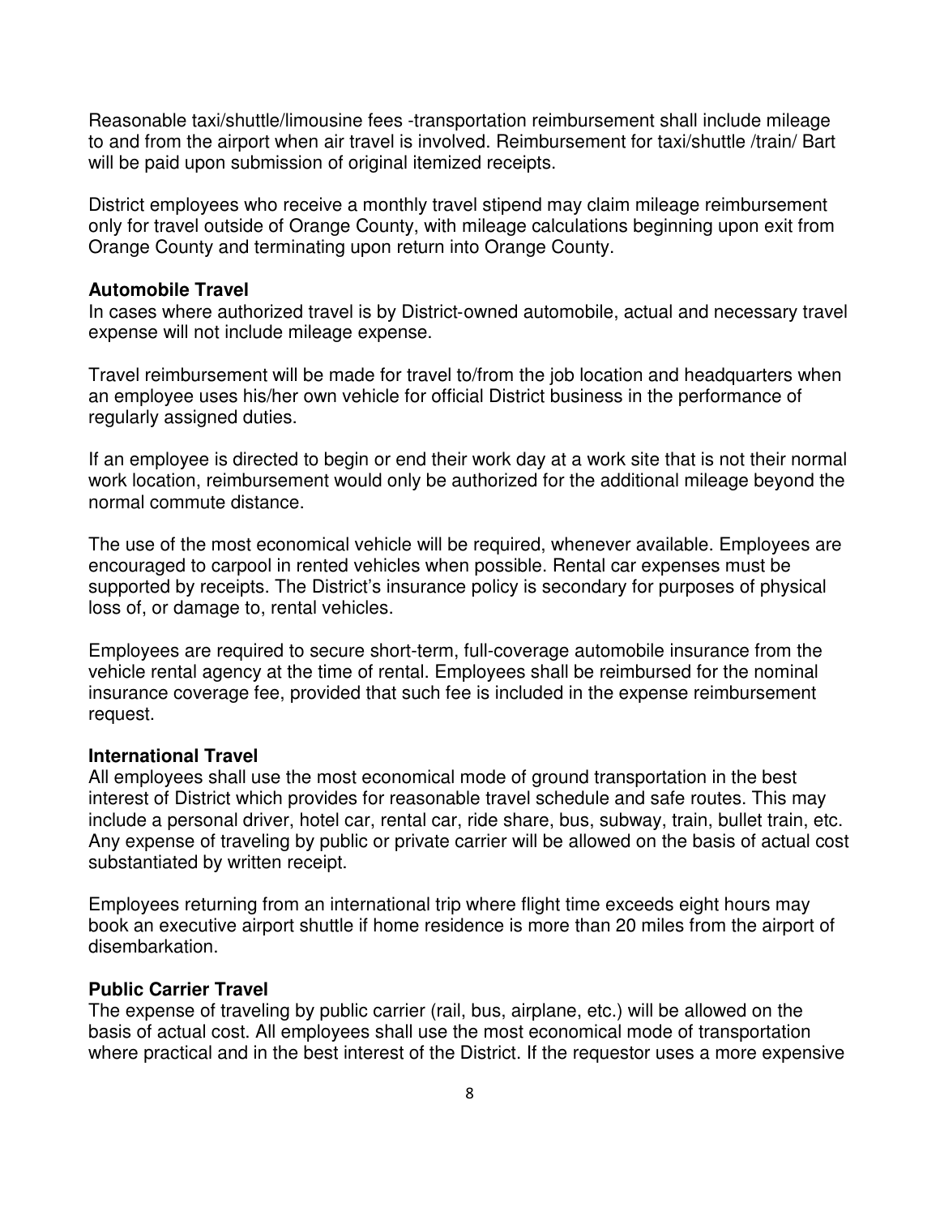Reasonable taxi/shuttle/limousine fees -transportation reimbursement shall include mileage to and from the airport when air travel is involved. Reimbursement for taxi/shuttle /train/ Bart will be paid upon submission of original itemized receipts.

District employees who receive a monthly travel stipend may claim mileage reimbursement only for travel outside of Orange County, with mileage calculations beginning upon exit from Orange County and terminating upon return into Orange County.

**Automobile Travel**

In cases where authorized travel is by District-owned automobile, actual and necessary travel expense will not include mileage expense.

Travel reimbursement will be made for travel to/from the job location and headquarters when an employee uses his/her own vehicle for official District business in the performance of regularly assigned duties.

If an employee is directed to begin or end their work day at a work site that is not their normal work location, reimbursement would only be authorized for the additional mileage beyond the normal commute distance.

The use of the most economical vehicle will be required, whenever available. Employees are encouraged to carpool in rented vehicles when possible. Rental car expenses must be supported by receipts. The District's insurance policy is secondary for purposes of physical loss of, or damage to, rental vehicles.

Employees are required to secure short-term, full-coverage automobile insurance from the vehicle rental agency at the time of rental. Employees shall be reimbursed for the nominal insurance coverage fee, provided that such fee is included in the expense reimbursement request.

**International Travel**

All employees shall use the most economical mode of ground transportation in the best interest of District which provides for reasonable travel schedule and safe routes. This may include a personal driver, hotel car, rental car, ride share, bus, subway, train, bullet train, etc. Any expense of traveling by public or private carrier will be allowed on the basis of actual cost substantiated by written receipt.

Employees returning from an international trip where flight time exceeds eight hours may book an executive airport shuttle if home residence is more than 20 miles from the airport of disembarkation.

**Public Carrier Travel**

The expense of traveling by public carrier (rail, bus, airplane, etc.) will be allowed on the basis of actual cost. All employees shall use the most economical mode of transportation where practical and in the best interest of the District. If the requestor uses a more expensive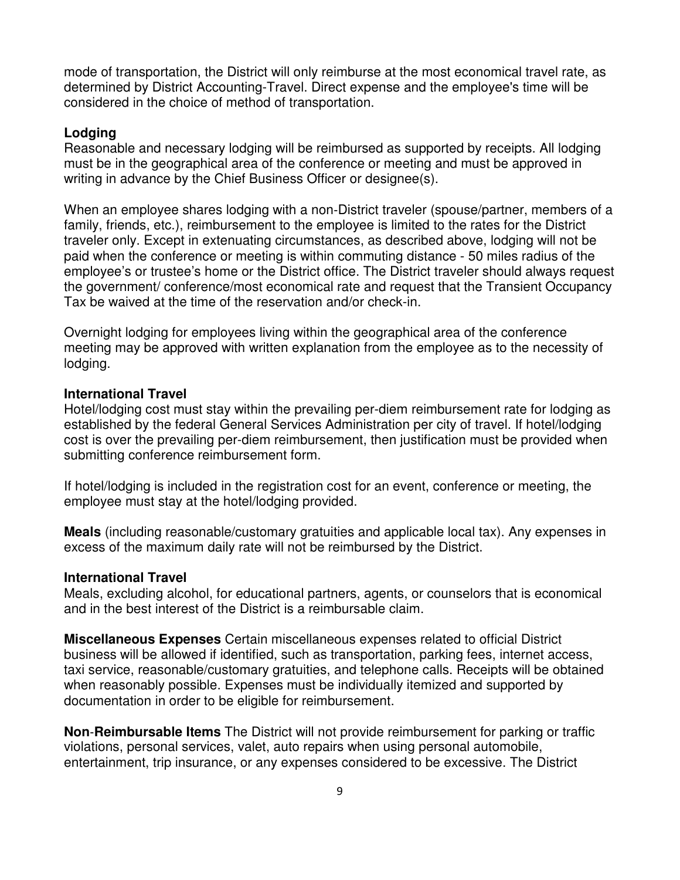mode of transportation, the District will only reimburse at the most economical travel rate, as determined by District Accounting-Travel. Direct expense and the employee's time will be considered in the choice of method of transportation.

**Lodging**
Reasonable and necessary lodging will be reimbursed as supported by receipts. All lodging must be in the geographical area of the conference or meeting and must be approved in writing in advance by the Chief Business Officer or designee(s).

When an employee shares lodging with a non-District traveler (spouse/partner, members of a family, friends, etc.), reimbursement to the employee is limited to the rates for the District traveler only. Except in extenuating circumstances, as described above, lodging will not be paid when the conference or meeting is within commuting distance - 50 miles radius of the employee's or trustee's home or the District office. The District traveler should always request the government/ conference/most economical rate and request that the Transient Occupancy Tax be waived at the time of the reservation and/or check-in.

Overnight lodging for employees living within the geographical area of the conference meeting may be approved with written explanation from the employee as to the necessity of lodging.

**International Travel**
Hotel/lodging cost must stay within the prevailing per-diem reimbursement rate for lodging as established by the federal General Services Administration per city of travel. If hotel/lodging cost is over the prevailing per-diem reimbursement, then justification must be provided when submitting conference reimbursement form.

If hotel/lodging is included in the registration cost for an event, conference or meeting, the employee must stay at the hotel/lodging provided.

**Meals** (including reasonable/customary gratuities and applicable local tax). Any expenses in excess of the maximum daily rate will not be reimbursed by the District.

**International Travel**
Meals, excluding alcohol, for educational partners, agents, or counselors that is economical and in the best interest of the District is a reimbursable claim.

**Miscellaneous Expenses** Certain miscellaneous expenses related to official District business will be allowed if identified, such as transportation, parking fees, internet access, taxi service, reasonable/customary gratuities, and telephone calls. Receipts will be obtained when reasonably possible. Expenses must be individually itemized and supported by documentation in order to be eligible for reimbursement.

**Non-Reimbursable Items** The District will not provide reimbursement for parking or traffic violations, personal services, valet, auto repairs when using personal automobile, entertainment, trip insurance, or any expenses considered to be excessive. The District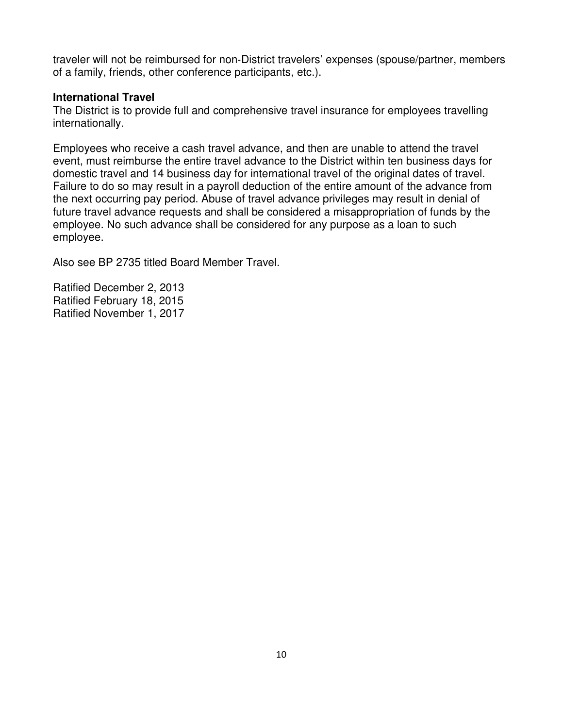traveler will not be reimbursed for non-District travelers' expenses (spouse/partner, members of a family, friends, other conference participants, etc.).

**International Travel**

The District is to provide full and comprehensive travel insurance for employees travelling internationally.

Employees who receive a cash travel advance, and then are unable to attend the travel event, must reimburse the entire travel advance to the District within ten business days for domestic travel and 14 business day for international travel of the original dates of travel. Failure to do so may result in a payroll deduction of the entire amount of the advance from the next occurring pay period. Abuse of travel advance privileges may result in denial of future travel advance requests and shall be considered a misappropriation of funds by the employee. No such advance shall be considered for any purpose as a loan to such employee.

Also see BP 2735 titled Board Member Travel.

Ratified December 2, 2013
Ratified February 18, 2015
Ratified November 1, 2017